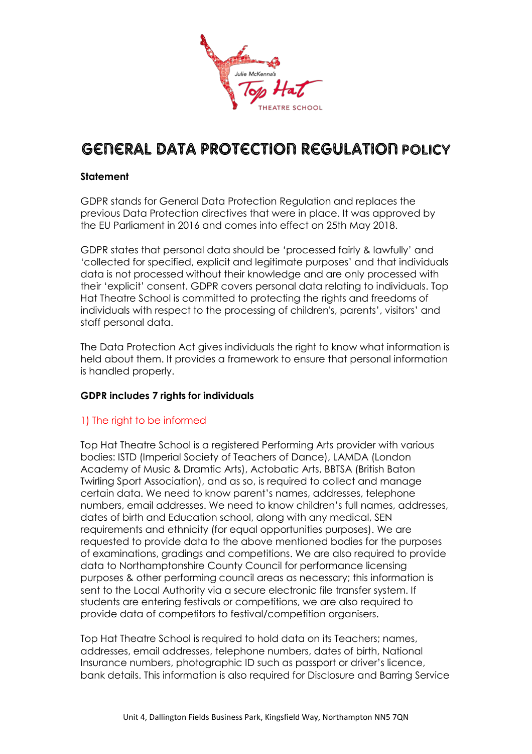# GENERAL DATA PROTECTION REGULATION POLICY

**Statement**

GDPR stands for General Data Protection Regulation and replaces the previous Data Protection directives that were in place. It was approved by the EU Parliament in 2016 and comes into effect on 25th May 2018.

GDPR states that personal data should be 'processed fairly & lawfully' and 'collected for specified, explicit and legitimate purposes' and that individuals data is not processed without their knowledge and are only processed with their 'explicit' consent. GDPR covers personal data relating to individuals. Top Hat Theatre School is committed to protecting the rights and freedoms of individuals with respect to the processing of children's, parents', visitors' and staff personal data.

The Data Protection Act gives individuals the right to know what information is held about them. It provides a framework to ensure that personal information is handled properly.

**GDPR includes 7 rights for individuals**

## 1) The right to be informed

Top Hat Theatre School is a registered Performing Arts provider with various bodies: ISTD (Imperial Society of Teachers of Dance), LAMDA (London Academy of Music & Dramtic Arts), Actobatic Arts, BBTSA (British Baton Twirling Sport Association), and as so, is required to collect and manage certain data. We need to know parent's names, addresses, telephone numbers, email addresses. We need to know children's full names, addresses, dates of birth and Education school, along with any medical, SEN requirements and ethnicity (for equal opportunities purposes). We are requested to provide data to the above mentioned bodies for the purposes of examinations, gradings and competitions. We are also required to provide data to Northamptonshire County Council for performance licensing purposes & other performing council areas as necessary; this information is sent to the Local Authority via a secure electronic file transfer system. If students are entering festivals or competitions, we are also required to provide data of competitors to festival/competition organisers.

Top Hat Theatre School is required to hold data on its Teachers; names, addresses, email addresses, telephone numbers, dates of birth, National Insurance numbers, photographic ID such as passport or driver's licence, bank details. This information is also required for Disclosure and Barring Service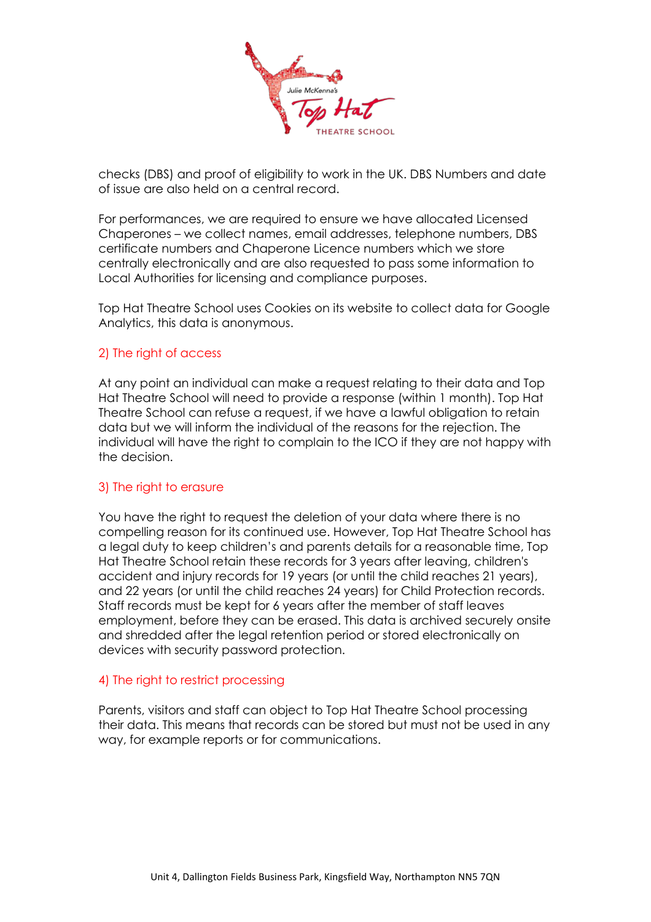checks (DBS) and proof of eligibility to work in the UK. DBS Numbers and date of issue are also held on a central record.

For performances, we are required to ensure we have allocated Licensed Chaperones – we collect names, email addresses, telephone numbers, DBS certificate numbers and Chaperone Licence numbers which we store centrally electronically and are also requested to pass some information to Local Authorities for licensing and compliance purposes.

Top Hat Theatre School uses Cookies on its website to collect data for Google Analytics, this data is anonymous.

## 2) The right of access

At any point an individual can make a request relating to their data and Top Hat Theatre School will need to provide a response (within 1 month). Top Hat Theatre School can refuse a request, if we have a lawful obligation to retain data but we will inform the individual of the reasons for the rejection. The individual will have the right to complain to the ICO if they are not happy with the decision.

## 3) The right to erasure

You have the right to request the deletion of your data where there is no compelling reason for its continued use. However, Top Hat Theatre School has a legal duty to keep children's and parents details for a reasonable time, Top Hat Theatre School retain these records for 3 years after leaving, children's accident and injury records for 19 years (or until the child reaches 21 years), and 22 years (or until the child reaches 24 years) for Child Protection records. Staff records must be kept for 6 years after the member of staff leaves employment, before they can be erased. This data is archived securely onsite and shredded after the legal retention period or stored electronically on devices with security password protection.

## 4) The right to restrict processing

Parents, visitors and staff can object to Top Hat Theatre School processing their data. This means that records can be stored but must not be used in any way, for example reports or for communications.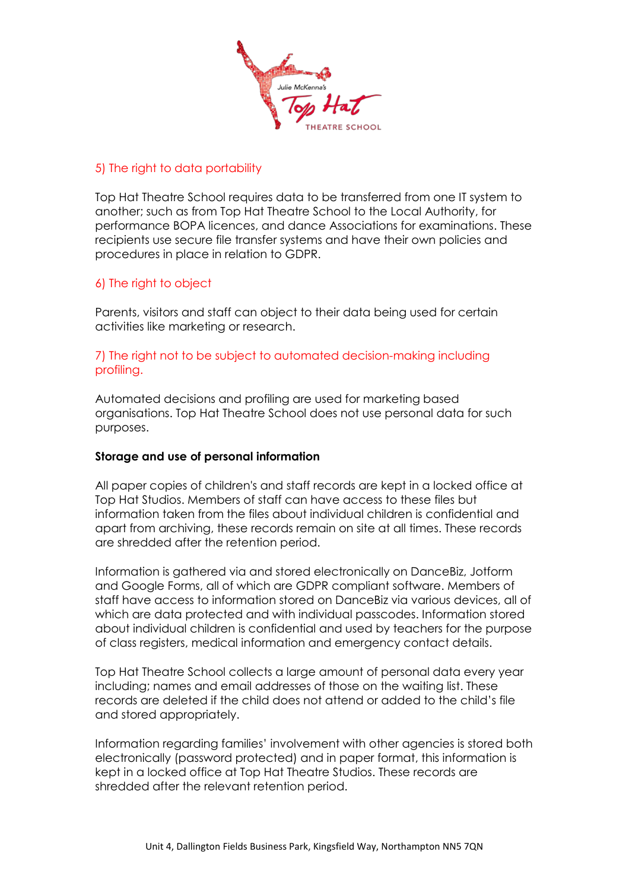### 5) The right to data portability

Top Hat Theatre School requires data to be transferred from one IT system to another; such as from Top Hat Theatre School to the Local Authority, for performance BOPA licences, and dance Associations for examinations. These recipients use secure file transfer systems and have their own policies and procedures in place in relation to GDPR.

### 6) The right to object

Parents, visitors and staff can object to their data being used for certain activities like marketing or research.

### 7) The right not to be subject to automated decision-making including profiling.

Automated decisions and profiling are used for marketing based organisations. Top Hat Theatre School does not use personal data for such purposes.

**Storage and use of personal information**

All paper copies of children's and staff records are kept in a locked office at Top Hat Studios. Members of staff can have access to these files but information taken from the files about individual children is confidential and apart from archiving, these records remain on site at all times. These records are shredded after the retention period.

Information is gathered via and stored electronically on DanceBiz, Jotform and Google Forms, all of which are GDPR compliant software. Members of staff have access to information stored on DanceBiz via various devices, all of which are data protected and with individual passcodes. Information stored about individual children is confidential and used by teachers for the purpose of class registers, medical information and emergency contact details.

Top Hat Theatre School collects a large amount of personal data every year including; names and email addresses of those on the waiting list. These records are deleted if the child does not attend or added to the child's file and stored appropriately.

Information regarding families' involvement with other agencies is stored both electronically (password protected) and in paper format, this information is kept in a locked office at Top Hat Theatre Studios. These records are shredded after the relevant retention period.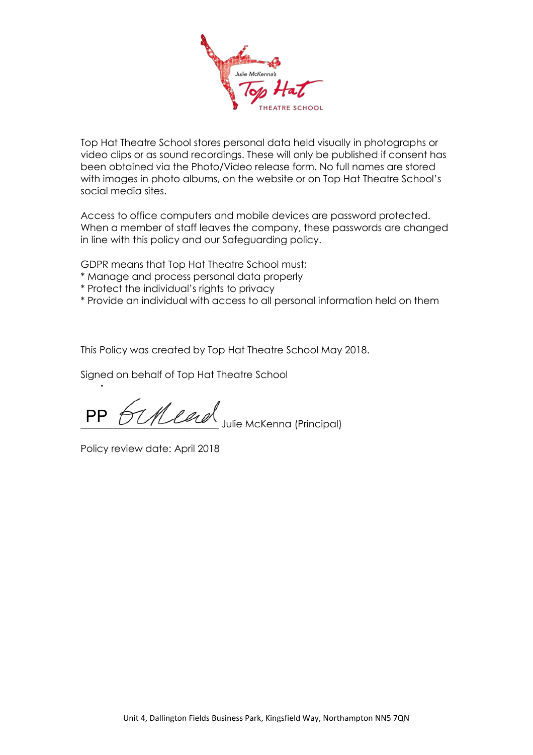Top Hat Theatre School stores personal data held visually in photographs or video clips or as sound recordings. These will only be published if consent has been obtained via the Photo/Video release form. No full names are stored with images in photo albums, on the website or on Top Hat Theatre School's social media sites.

Access to office computers and mobile devices are password protected. When a member of staff leaves the company, these passwords are changed in line with this policy and our Safeguarding policy.

GDPR means that Top Hat Theatre School must;
* Manage and process personal data properly
* Protect the individual's rights to privacy
* Provide an individual with access to all personal information held on them

This Policy was created by Top Hat Theatre School May 2018.

Signed on behalf of Top Hat Theatre School

PP _________________ Julie McKenna (Principal)

Policy review date: April 2018

Unit 4, Dallington Fields Business Park, Kingsfield Way, Northampton NN5 7QN